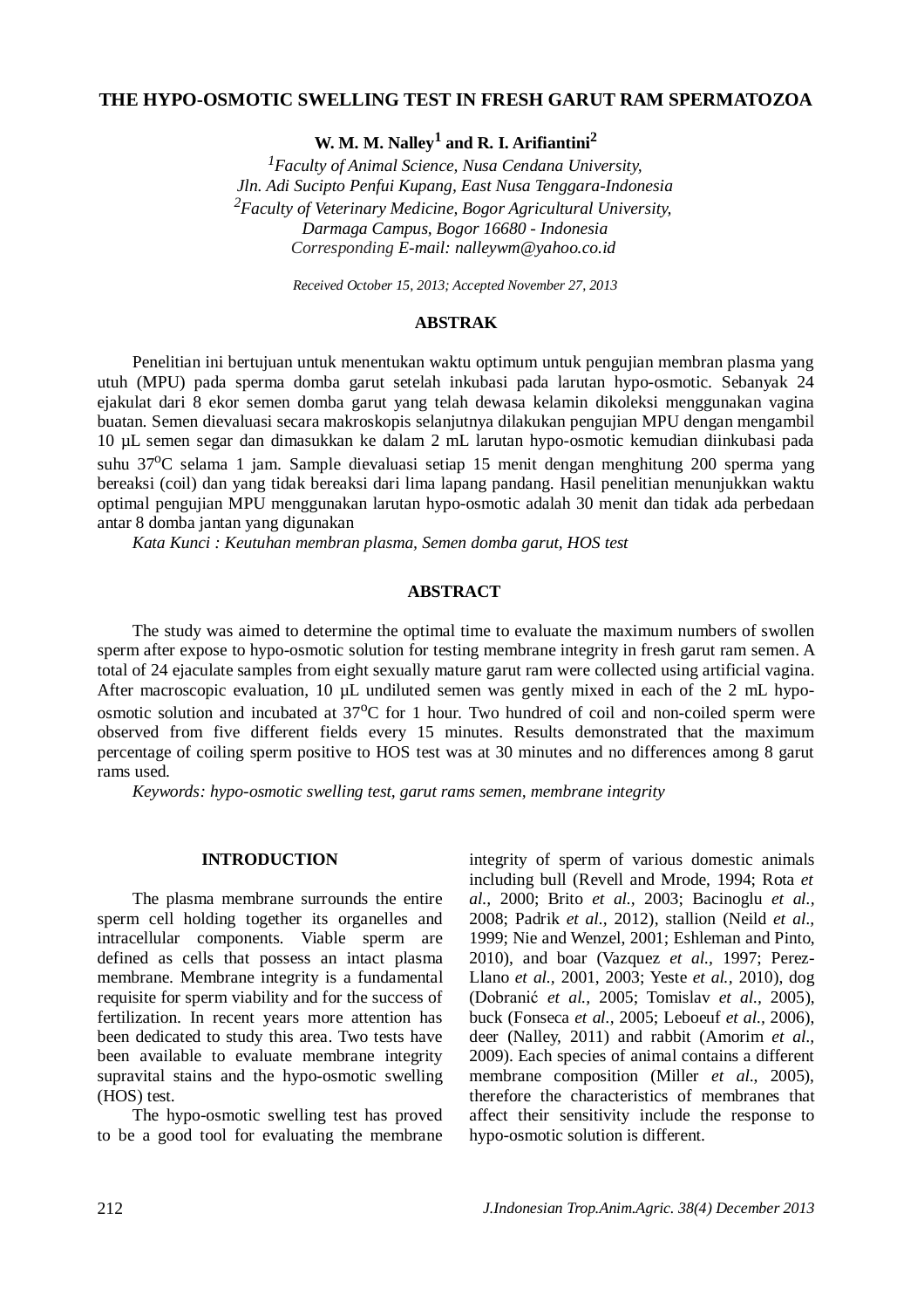# THE HYPO-OSMOTIC SWELLING TEST IN FRESH GARUT RAM SPERMATOZOA

**W. M. M. Nalley[1] and R. I. Arifiantini[2]**

*[1]Faculty of Animal Science, Nusa Cendana University, Jln. Adi Sucipto Penfui Kupang, East Nusa Tenggara-Indonesia*
*[2]Faculty of Veterinary Medicine, Bogor Agricultural University, Darmaga Campus, Bogor 16680 - Indonesia*
*Corresponding E-mail: nalleywm@yahoo.co.id*

*Received October 15, 2013; Accepted November 27, 2013*

## ABSTRAK

Penelitian ini bertujuan untuk menentukan waktu optimum untuk pengujian membran plasma yang utuh (MPU) pada sperma domba garut setelah inkubasi pada larutan hypo-osmotic. Sebanyak 24 ejakulat dari 8 ekor semen domba garut yang telah dewasa kelamin dikoleksi menggunakan vagina buatan. Semen dievaluasi secara makroskopis selanjutnya dilakukan pengujian MPU dengan mengambil 10 µL semen segar dan dimasukkan ke dalam 2 mL larutan hypo-osmotic kemudian diinkubasi pada suhu $37^oC$ selama 1 jam. Sample dievaluasi setiap 15 menit dengan menghitung 200 sperma yang bereaksi (coil) dan yang tidak bereaksi dari lima lapang pandang. Hasil penelitian menunjukkan waktu optimal pengujian MPU menggunakan larutan hypo-osmotic adalah 30 menit dan tidak ada perbedaan antar 8 domba jantan yang digunakan

*Kata Kunci : Keutuhan membran plasma, Semen domba garut, HOS test*

## ABSTRACT

The study was aimed to determine the optimal time to evaluate the maximum numbers of swollen sperm after expose to hypo-osmotic solution for testing membrane integrity in fresh garut ram semen. A total of 24 ejaculate samples from eight sexually mature garut ram were collected using artificial vagina. After macroscopic evaluation, 10 µL undiluted semen was gently mixed in each of the 2 mL hypo-osmotic solution and incubated at $37^oC$ for 1 hour. Two hundred of coil and non-coiled sperm were observed from five different fields every 15 minutes. Results demonstrated that the maximum percentage of coiling sperm positive to HOS test was at 30 minutes and no differences among 8 garut rams used.

*Keywords: hypo-osmotic swelling test, garut rams semen, membrane integrity*

## INTRODUCTION

The plasma membrane surrounds the entire sperm cell holding together its organelles and intracellular components. Viable sperm are defined as cells that possess an intact plasma membrane. Membrane integrity is a fundamental requisite for sperm viability and for the success of fertilization. In recent years more attention has been dedicated to study this area. Two tests have been available to evaluate membrane integrity supravital stains and the hypo-osmotic swelling (HOS) test.

The hypo-osmotic swelling test has proved to be a good tool for evaluating the membrane integrity of sperm of various domestic animals including bull (Revell and Mrode, 1994; Rota *et al.,* 2000; Brito *et al.*, 2003; Bacinoglu *et al.,* 2008; Padrik *et al.*, 2012), stallion (Neild *et al*., 1999; Nie and Wenzel, 2001; Eshleman and Pinto, 2010), and boar (Vazquez *et al.,* 1997; Perez-Llano *et al.,* 2001, 2003; Yeste *et al.*, 2010), dog (Dobranić *et al.,* 2005; Tomislav *et al.,* 2005), buck (Fonseca *et al*., 2005; Leboeuf *et al*., 2006), deer (Nalley, 2011) and rabbit (Amorim *et al*., 2009). Each species of animal contains a different membrane composition (Miller *et al*., 2005), therefore the characteristics of membranes that affect their sensitivity include the response to hypo-osmotic solution is different.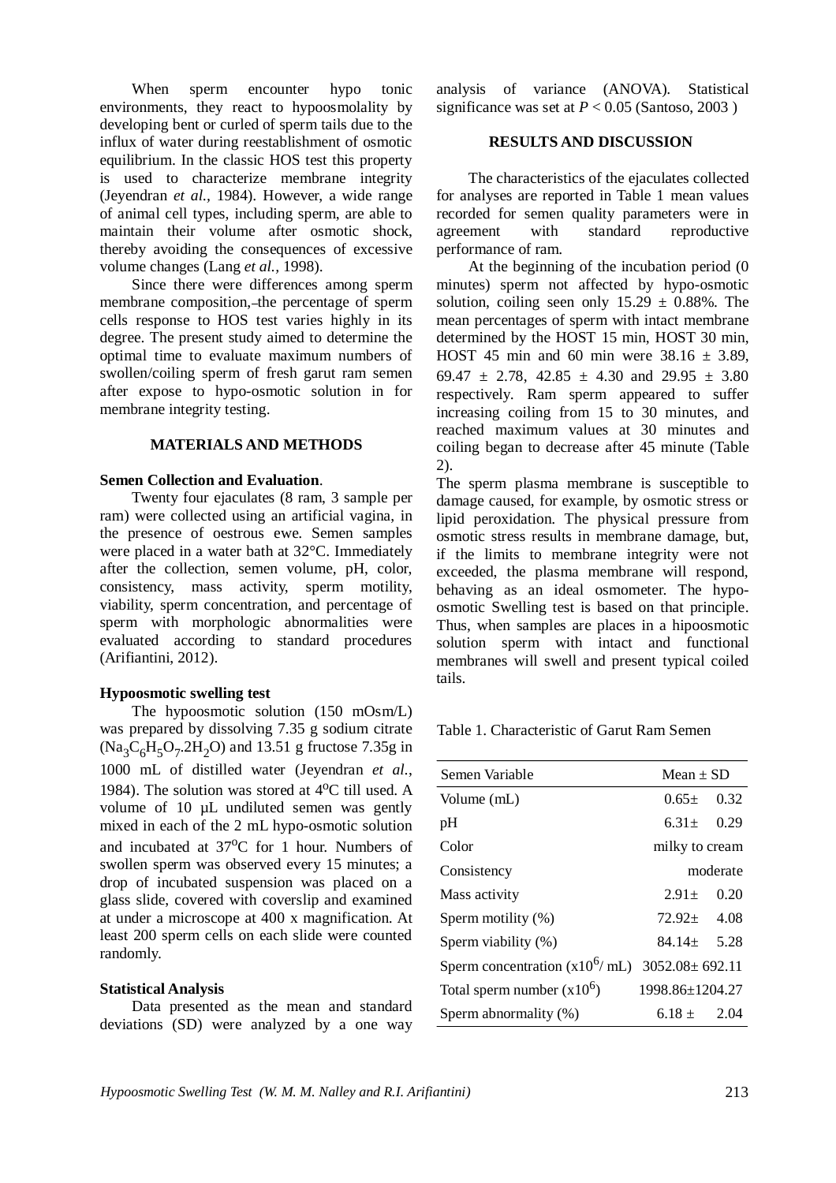When sperm encounter hypo tonic environments, they react to hypoosmolality by developing bent or curled of sperm tails due to the influx of water during reestablishment of osmotic equilibrium. In the classic HOS test this property is used to characterize membrane integrity (Jeyendran *et al.,* 1984). However, a wide range of animal cell types, including sperm, are able to maintain their volume after osmotic shock, thereby avoiding the consequences of excessive volume changes (Lang *et al.,* 1998).

Since there were differences among sperm membrane composition, the percentage of sperm cells response to HOS test varies highly in its degree. The present study aimed to determine the optimal time to evaluate maximum numbers of swollen/coiling sperm of fresh garut ram semen after expose to hypo-osmotic solution in for membrane integrity testing.

## MATERIALS AND METHODS

### Semen Collection and Evaluation.

Twenty four ejaculates (8 ram, 3 sample per ram) were collected using an artificial vagina, in the presence of oestrous ewe. Semen samples were placed in a water bath at 32°C. Immediately after the collection, semen volume, pH, color, consistency, mass activity, sperm motility, viability, sperm concentration, and percentage of sperm with morphologic abnormalities were evaluated according to standard procedures (Arifiantini, 2012).

### Hypoosmotic swelling test

The hypoosmotic solution (150 mOsm/L) was prepared by dissolving 7.35 g sodium citrate ($Na_3C_6H_5O_7.2H_2O$) and 13.51 g fructose 7.35g in 1000 mL of distilled water (Jeyendran *et al.,* 1984). The solution was stored at 4°C till used. A volume of 10 µL undiluted semen was gently mixed in each of the 2 mL hypo-osmotic solution and incubated at 37°C for 1 hour. Numbers of swollen sperm was observed every 15 minutes; a drop of incubated suspension was placed on a glass slide, covered with coverslip and examined at under a microscope at 400 x magnification. At least 200 sperm cells on each slide were counted randomly.

### Statistical Analysis

Data presented as the mean and standard deviations (SD) were analyzed by a one way analysis of variance (ANOVA). Statistical significance was set at $P < 0.05$ (Santoso, 2003 )

## RESULTS AND DISCUSSION

The characteristics of the ejaculates collected for analyses are reported in Table 1 mean values recorded for semen quality parameters were in agreement with standard reproductive performance of ram.

At the beginning of the incubation period (0 minutes) sperm not affected by hypo-osmotic solution, coiling seen only 15.29 ± 0.88%. The mean percentages of sperm with intact membrane determined by the HOST 15 min, HOST 30 min, HOST 45 min and 60 min were 38.16 ± 3.89, 69.47 ± 2.78, 42.85 ± 4.30 and 29.95 ± 3.80 respectively. Ram sperm appeared to suffer increasing coiling from 15 to 30 minutes, and reached maximum values at 30 minutes and coiling began to decrease after 45 minute (Table 2).

The sperm plasma membrane is susceptible to damage caused, for example, by osmotic stress or lipid peroxidation. The physical pressure from osmotic stress results in membrane damage, but, if the limits to membrane integrity were not exceeded, the plasma membrane will respond, behaving as an ideal osmometer. The hypo-osmotic Swelling test is based on that principle. Thus, when samples are places in a hipoosmotic solution sperm with intact and functional membranes will swell and present typical coiled tails.

Table 1. Characteristic of Garut Ram Semen

| Semen Variable | Mean ± SD |
|---|---|
| Volume (mL) | 0.65± 0.32 |
| pH | 6.31± 0.29 |
| Color | milky to cream |
| Consistency | moderate |
| Mass activity | 2.91± 0.20 |
| Sperm motility (%) | 72.92± 4.08 |
| Sperm viability (%) | 84.14± 5.28 |
| Sperm concentration ($x10^6$/ mL) | 3052.08± 692.11 |
| Total sperm number ($x10^6$) | 1998.86±1204.27 |
| Sperm abnormality (%) | 6.18 ± 2.04 |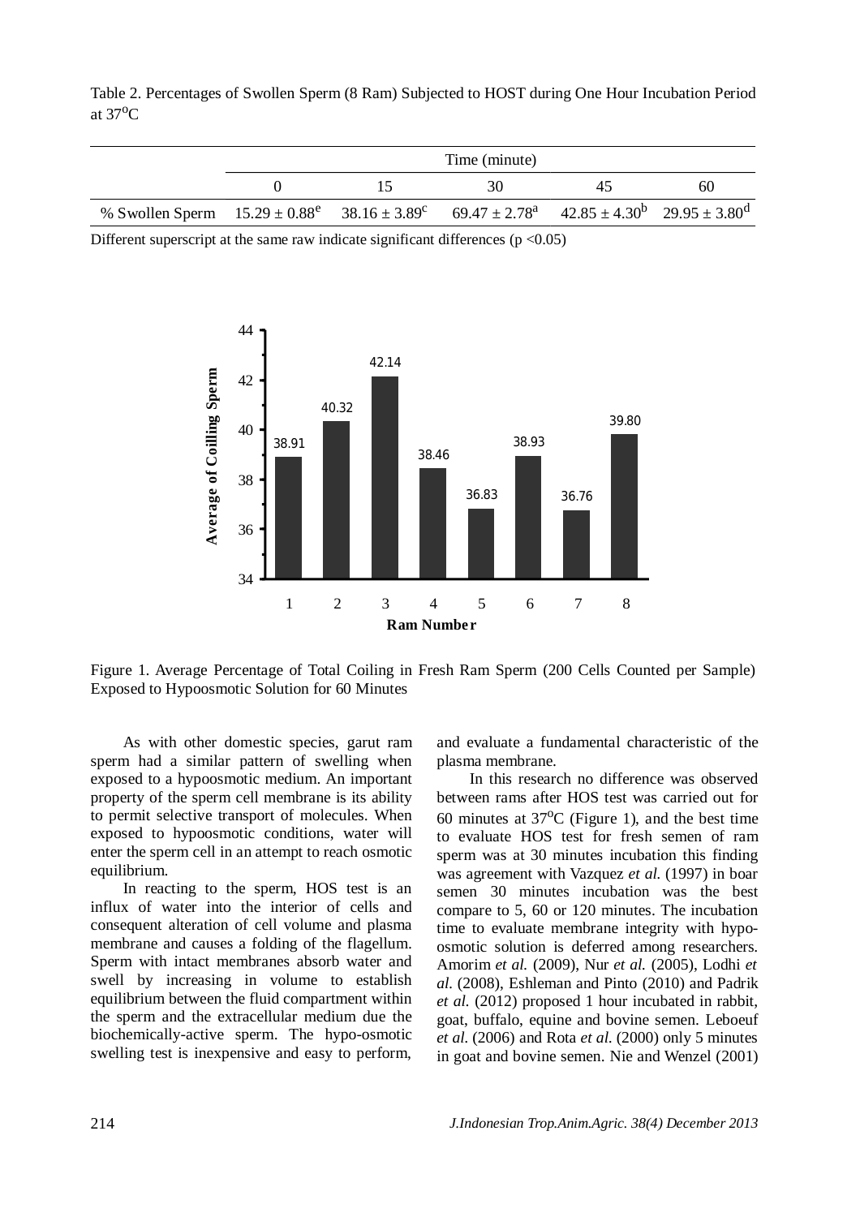Table 2. Percentages of Swollen Sperm (8 Ram) Subjected to HOST during One Hour Incubation Period at 37$^o$C

| | Time (minute) | | | | |
|---|---|---|---|---|---|
| | 0 | 15 | 30 | 45 | 60 |
| % Swollen Sperm | $15.29 \pm 0.88^e$ | $38.16 \pm 3.89^c$ | $69.47 \pm 2.78^a$ | $42.85 \pm 4.30^b$ | $29.95 \pm 3.80^d$ |

Different superscript at the same raw indicate significant differences ($p < 0.05$)

Figure 1. Average Percentage of Total Coiling in Fresh Ram Sperm (200 Cells Counted per Sample) Exposed to Hypoosmotic Solution for 60 Minutes

As with other domestic species, garut ram sperm had a similar pattern of swelling when exposed to a hypoosmotic medium. An important property of the sperm cell membrane is its ability to permit selective transport of molecules. When exposed to hypoosmotic conditions, water will enter the sperm cell in an attempt to reach osmotic equilibrium.

In reacting to the sperm, HOS test is an influx of water into the interior of cells and consequent alteration of cell volume and plasma membrane and causes a folding of the flagellum. Sperm with intact membranes absorb water and swell by increasing in volume to establish equilibrium between the fluid compartment within the sperm and the extracellular medium due the biochemically-active sperm. The hypo-osmotic swelling test is inexpensive and easy to perform, and evaluate a fundamental characteristic of the plasma membrane.

In this research no difference was observed between rams after HOS test was carried out for 60 minutes at 37$^o$C (Figure 1), and the best time to evaluate HOS test for fresh semen of ram sperm was at 30 minutes incubation this finding was agreement with Vazquez *et al.* (1997) in boar semen 30 minutes incubation was the best compare to 5, 60 or 120 minutes. The incubation time to evaluate membrane integrity with hypo-osmotic solution is deferred among researchers. Amorim *et al.* (2009), Nur *et al.* (2005), Lodhi *et al.* (2008), Eshleman and Pinto (2010) and Padrik *et al.* (2012) proposed 1 hour incubated in rabbit, goat, buffalo, equine and bovine semen. Leboeuf *et al.* (2006) and Rota *et al.* (2000) only 5 minutes in goat and bovine semen. Nie and Wenzel (2001)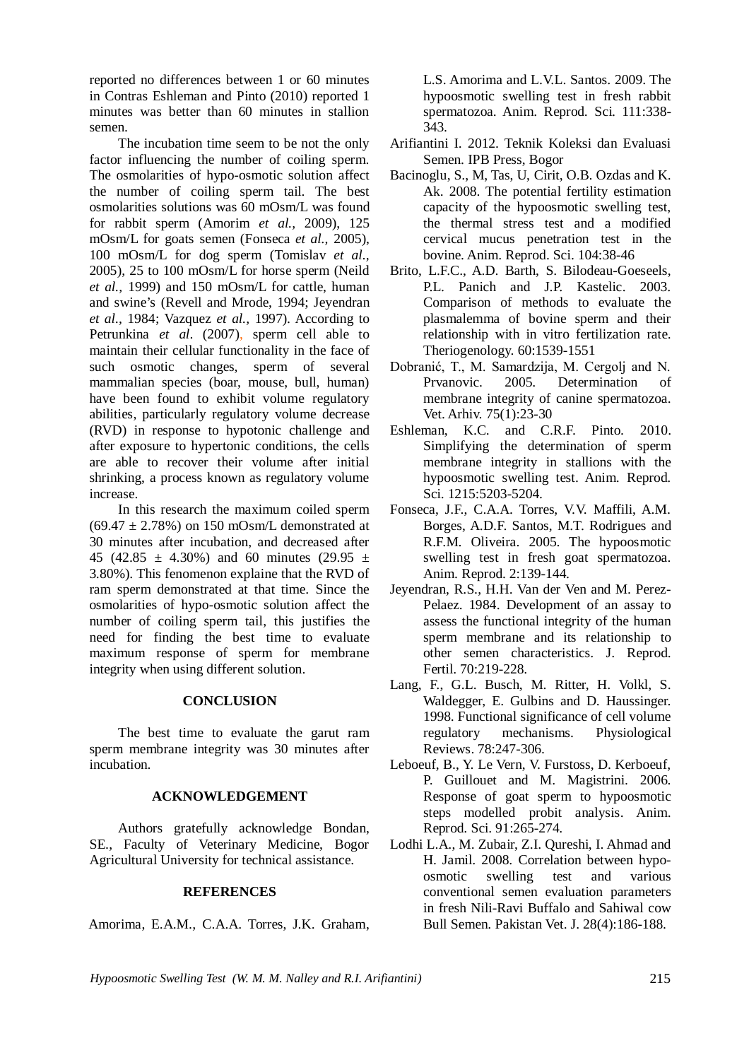reported no differences between 1 or 60 minutes in Contras Eshleman and Pinto (2010) reported 1 minutes was better than 60 minutes in stallion semen.

The incubation time seem to be not the only factor influencing the number of coiling sperm. The osmolarities of hypo-osmotic solution affect the number of coiling sperm tail. The best osmolarities solutions was 60 mOsm/L was found for rabbit sperm (Amorim *et al.,* 2009), 125 mOsm/L for goats semen (Fonseca *et al.,* 2005), 100 mOsm/L for dog sperm (Tomislav *et al.,* 2005), 25 to 100 mOsm/L for horse sperm (Neild *et al.,* 1999) and 150 mOsm/L for cattle, human and swine's (Revell and Mrode, 1994; Jeyendran *et al.,* 1984; Vazquez *et al.,* 1997). According to Petrunkina *et al*. (2007), sperm cell able to maintain their cellular functionality in the face of such osmotic changes, sperm of several mammalian species (boar, mouse, bull, human) have been found to exhibit volume regulatory abilities, particularly regulatory volume decrease (RVD) in response to hypotonic challenge and after exposure to hypertonic conditions, the cells are able to recover their volume after initial shrinking, a process known as regulatory volume increase.

In this research the maximum coiled sperm ($69.47 \pm 2.78\%$) on 150 mOsm/L demonstrated at 30 minutes after incubation, and decreased after 45 ($42.85 \pm 4.30\%$) and 60 minutes ($29.95 \pm 3.80\%$). This fenomenon explaine that the RVD of ram sperm demonstrated at that time. Since the osmolarities of hypo-osmotic solution affect the number of coiling sperm tail, this justifies the need for finding the best time to evaluate maximum response of sperm for membrane integrity when using different solution.

## CONCLUSION

The best time to evaluate the garut ram sperm membrane integrity was 30 minutes after incubation.

## ACKNOWLEDGEMENT

Authors gratefully acknowledge Bondan, SE., Faculty of Veterinary Medicine, Bogor Agricultural University for technical assistance.

## REFERENCES

Amorima, E.A.M., C.A.A. Torres, J.K. Graham, L.S. Amorima and L.V.L. Santos. 2009. The hypoosmotic swelling test in fresh rabbit spermatozoa. Anim. Reprod. Sci. 111:338-343.

Arifiantini I. 2012. Teknik Koleksi dan Evaluasi Semen. IPB Press, Bogor

Bacinoglu, S., M, Tas, U, Cirit, O.B. Ozdas and K. Ak. 2008. The potential fertility estimation capacity of the hypoosmotic swelling test, the thermal stress test and a modified cervical mucus penetration test in the bovine. Anim. Reprod. Sci. 104:38-46

Brito, L.F.C., A.D. Barth, S. Bilodeau-Goeseels, P.L. Panich and J.P. Kastelic. 2003. Comparison of methods to evaluate the plasmalemma of bovine sperm and their relationship with in vitro fertilization rate. Theriogenology. 60:1539-1551

Dobranić, T., M. Samardzija, M. Cergolj and N. Prvanovic. 2005. Determination of membrane integrity of canine spermatozoa. Vet. Arhiv. 75(1):23-30

Eshleman, K.C. and C.R.F. Pinto. 2010. Simplifying the determination of sperm membrane integrity in stallions with the hypoosmotic swelling test. Anim. Reprod. Sci. 1215:5203-5204.

Fonseca, J.F., C.A.A. Torres, V.V. Maffili, A.M. Borges, A.D.F. Santos, M.T. Rodrigues and R.F.M. Oliveira. 2005. The hypoosmotic swelling test in fresh goat spermatozoa. Anim. Reprod. 2:139-144.

Jeyendran, R.S., H.H. Van der Ven and M. Perez-Pelaez. 1984. Development of an assay to assess the functional integrity of the human sperm membrane and its relationship to other semen characteristics. J. Reprod. Fertil. 70:219-228.

Lang, F., G.L. Busch, M. Ritter, H. Volkl, S. Waldegger, E. Gulbins and D. Haussinger. 1998. Functional significance of cell volume regulatory mechanisms. Physiological Reviews. 78:247-306.

Leboeuf, B., Y. Le Vern, V. Furstoss, D. Kerboeuf, P. Guillouet and M. Magistrini. 2006. Response of goat sperm to hypoosmotic steps modelled probit analysis. Anim. Reprod. Sci. 91:265-274.

Lodhi L.A., M. Zubair, Z.I. Qureshi, I. Ahmad and H. Jamil. 2008. Correlation between hypo-osmotic swelling test and various conventional semen evaluation parameters in fresh Nili-Ravi Buffalo and Sahiwal cow Bull Semen. Pakistan Vet. J. 28(4):186-188.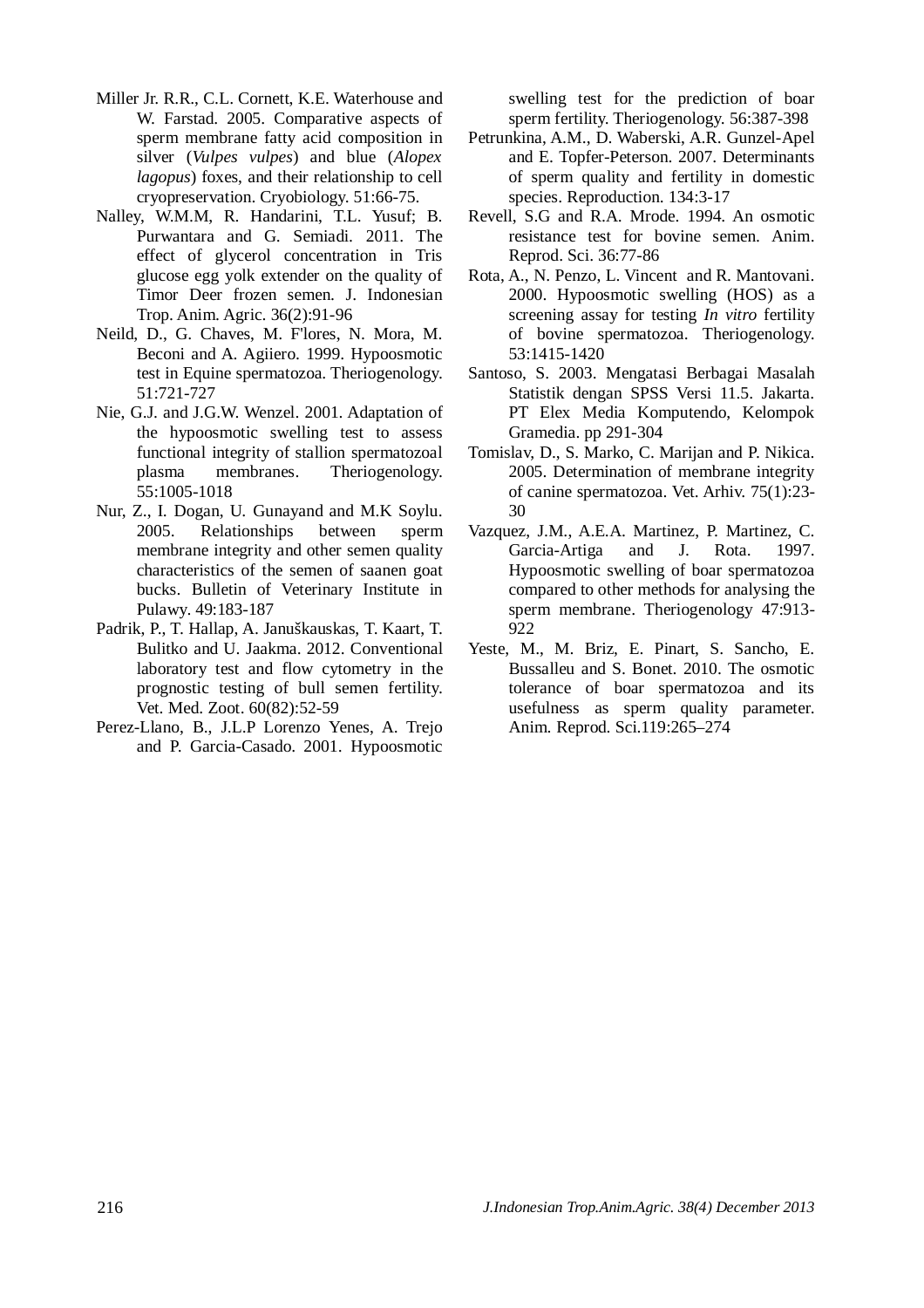Miller Jr. R.R., C.L. Cornett, K.E. Waterhouse and W. Farstad. 2005. Comparative aspects of sperm membrane fatty acid composition in silver (*Vulpes vulpes*) and blue (*Alopex lagopus*) foxes, and their relationship to cell cryopreservation. Cryobiology. 51:66-75.

Nalley, W.M.M, R. Handarini, T.L. Yusuf; B. Purwantara and G. Semiadi. 2011. The effect of glycerol concentration in Tris glucose egg yolk extender on the quality of Timor Deer frozen semen. J. Indonesian Trop. Anim. Agric. 36(2):91-96

Neild, D., G. Chaves, M. F'lores, N. Mora, M. Beconi and A. Agiiero. 1999. Hypoosmotic test in Equine spermatozoa. Theriogenology. 51:721-727

Nie, G.J. and J.G.W. Wenzel. 2001. Adaptation of the hypoosmotic swelling test to assess functional integrity of stallion spermatozoal plasma membranes. Theriogenology. 55:1005-1018

Nur, Z., I. Dogan, U. Gunayand and M.K Soylu. 2005. Relationships between sperm membrane integrity and other semen quality characteristics of the semen of saanen goat bucks. Bulletin of Veterinary Institute in Pulawy. 49:183-187

Padrik, P., T. Hallap, A. Januškauskas, T. Kaart, T. Bulitko and U. Jaakma. 2012. Conventional laboratory test and flow cytometry in the prognostic testing of bull semen fertility. Vet. Med. Zoot. 60(82):52-59

Perez-Llano, B., J.L.P Lorenzo Yenes, A. Trejo and P. Garcia-Casado. 2001. Hypoosmotic swelling test for the prediction of boar sperm fertility. Theriogenology. 56:387-398

Petrunkina, A.M., D. Waberski, A.R. Gunzel-Apel and E. Topfer-Peterson. 2007. Determinants of sperm quality and fertility in domestic species. Reproduction. 134:3-17

Revell, S.G and R.A. Mrode. 1994. An osmotic resistance test for bovine semen. Anim. Reprod. Sci. 36:77-86

Rota, A., N. Penzo, L. Vincent and R. Mantovani. 2000. Hypoosmotic swelling (HOS) as a screening assay for testing *In vitro* fertility of bovine spermatozoa. Theriogenology. 53:1415-1420

Santoso, S. 2003. Mengatasi Berbagai Masalah Statistik dengan SPSS Versi 11.5. Jakarta. PT Elex Media Komputendo, Kelompok Gramedia. pp 291-304

Tomislav, D., S. Marko, C. Marijan and P. Nikica. 2005. Determination of membrane integrity of canine spermatozoa. Vet. Arhiv. 75(1):23-30

Vazquez, J.M., A.E.A. Martinez, P. Martinez, C. Garcia-Artiga and J. Rota. 1997. Hypoosmotic swelling of boar spermatozoa compared to other methods for analysing the sperm membrane. Theriogenology 47:913-922

Yeste, M., M. Briz, E. Pinart, S. Sancho, E. Bussalleu and S. Bonet. 2010. The osmotic tolerance of boar spermatozoa and its usefulness as sperm quality parameter. Anim. Reprod. Sci.119:265–274